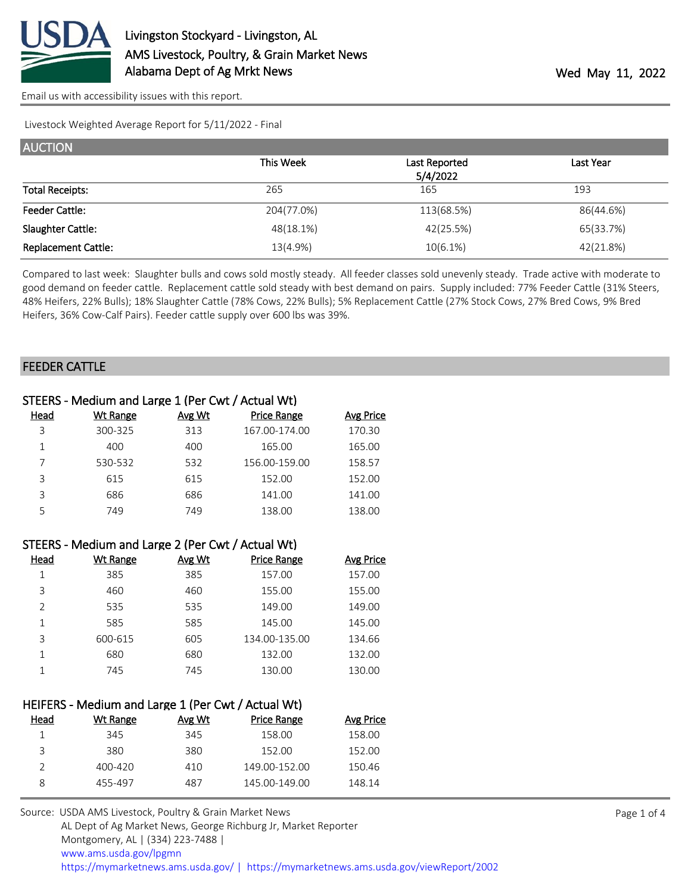Livingston Stockyard - Livingston, AL
AMS Livestock, Poultry, & Grain Market News
Alabama Dept of Ag Mrkt News

Wed May 11, 2022

Email us with accessibility issues with this report.

Livestock Weighted Average Report for 5/11/2022 - Final

## AUCTION

| | This Week | Last Reported 5/4/2022 | Last Year |
|---|---|---|---|
| Total Receipts: | 265 | 165 | 193 |
| Feeder Cattle: | 204(77.0%) | 113(68.5%) | 86(44.6%) |
| Slaughter Cattle: | 48(18.1%) | 42(25.5%) | 65(33.7%) |
| Replacement Cattle: | 13(4.9%) | 10(6.1%) | 42(21.8%) |

Compared to last week: Slaughter bulls and cows sold mostly steady. All feeder classes sold unevenly steady. Trade active with moderate to good demand on feeder cattle. Replacement cattle sold steady with best demand on pairs. Supply included: 77% Feeder Cattle (31% Steers, 48% Heifers, 22% Bulls); 18% Slaughter Cattle (78% Cows, 22% Bulls); 5% Replacement Cattle (27% Stock Cows, 27% Bred Cows, 9% Bred Heifers, 36% Cow-Calf Pairs). Feeder cattle supply over 600 lbs was 39%.

## FEEDER CATTLE

### STEERS - Medium and Large 1 (Per Cwt / Actual Wt)

| Head | Wt Range | Avg Wt | Price Range | Avg Price |
|---|---|---|---|---|
| 3 | 300-325 | 313 | 167.00-174.00 | 170.30 |
| 1 | 400 | 400 | 165.00 | 165.00 |
| 7 | 530-532 | 532 | 156.00-159.00 | 158.57 |
| 3 | 615 | 615 | 152.00 | 152.00 |
| 3 | 686 | 686 | 141.00 | 141.00 |
| 5 | 749 | 749 | 138.00 | 138.00 |

### STEERS - Medium and Large 2 (Per Cwt / Actual Wt)

| Head | Wt Range | Avg Wt | Price Range | Avg Price |
|---|---|---|---|---|
| 1 | 385 | 385 | 157.00 | 157.00 |
| 3 | 460 | 460 | 155.00 | 155.00 |
| 2 | 535 | 535 | 149.00 | 149.00 |
| 1 | 585 | 585 | 145.00 | 145.00 |
| 3 | 600-615 | 605 | 134.00-135.00 | 134.66 |
| 1 | 680 | 680 | 132.00 | 132.00 |
| 1 | 745 | 745 | 130.00 | 130.00 |

### HEIFERS - Medium and Large 1 (Per Cwt / Actual Wt)

| Head | Wt Range | Avg Wt | Price Range | Avg Price |
|---|---|---|---|---|
| 1 | 345 | 345 | 158.00 | 158.00 |
| 3 | 380 | 380 | 152.00 | 152.00 |
| 2 | 400-420 | 410 | 149.00-152.00 | 150.46 |
| 8 | 455-497 | 487 | 145.00-149.00 | 148.14 |

Source: USDA AMS Livestock, Poultry & Grain Market News
AL Dept of Ag Market News, George Richburg Jr, Market Reporter
Montgomery, AL | (334) 223-7488 |
www.ams.usda.gov/lpgmn
https://mymarketnews.ams.usda.gov/ | https://mymarketnews.ams.usda.gov/viewReport/2002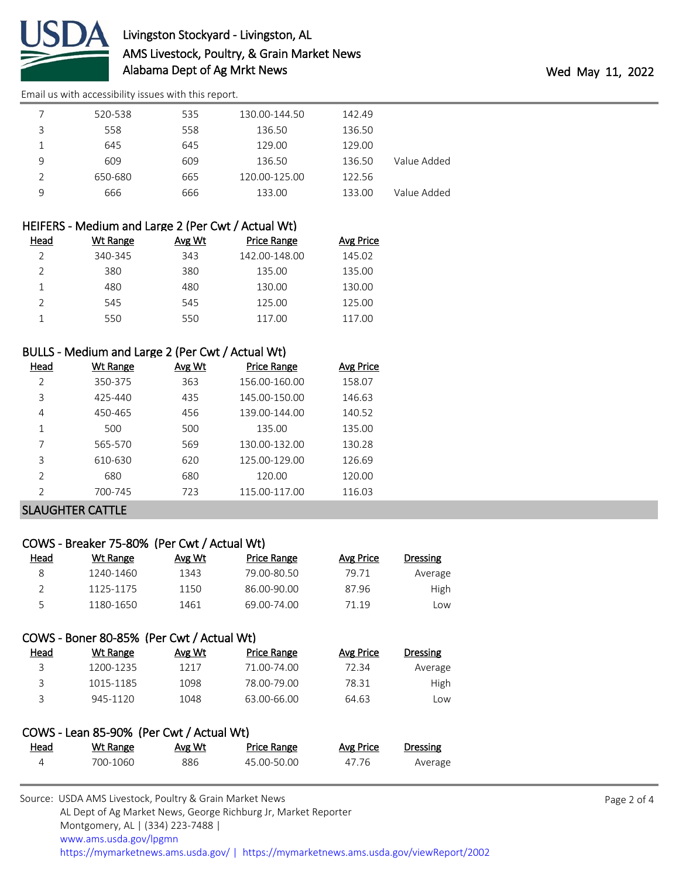| | | | | | |
|---|---|---|---|---|---|
| 7 | 520-538 | 535 | 130.00-144.50 | 142.49 | |
| 3 | 558 | 558 | 136.50 | 136.50 | |
| 1 | 645 | 645 | 129.00 | 129.00 | |
| 9 | 609 | 609 | 136.50 | 136.50 | Value Added |
| 2 | 650-680 | 665 | 120.00-125.00 | 122.56 | |
| 9 | 666 | 666 | 133.00 | 133.00 | Value Added |

### HEIFERS - Medium and Large 2 (Per Cwt / Actual Wt)

| Head | Wt Range | Avg Wt | Price Range | Avg Price |
|---|---|---|---|---|
| 2 | 340-345 | 343 | 142.00-148.00 | 145.02 |
| 2 | 380 | 380 | 135.00 | 135.00 |
| 1 | 480 | 480 | 130.00 | 130.00 |
| 2 | 545 | 545 | 125.00 | 125.00 |
| 1 | 550 | 550 | 117.00 | 117.00 |

### BULLS - Medium and Large 2 (Per Cwt / Actual Wt)

| Head | Wt Range | Avg Wt | Price Range | Avg Price |
|---|---|---|---|---|
| 2 | 350-375 | 363 | 156.00-160.00 | 158.07 |
| 3 | 425-440 | 435 | 145.00-150.00 | 146.63 |
| 4 | 450-465 | 456 | 139.00-144.00 | 140.52 |
| 1 | 500 | 500 | 135.00 | 135.00 |
| 7 | 565-570 | 569 | 130.00-132.00 | 130.28 |
| 3 | 610-630 | 620 | 125.00-129.00 | 126.69 |
| 2 | 680 | 680 | 120.00 | 120.00 |
| 2 | 700-745 | 723 | 115.00-117.00 | 116.03 |

## SLAUGHTER CATTLE

### COWS - Breaker 75-80% (Per Cwt / Actual Wt)

| Head | Wt Range | Avg Wt | Price Range | Avg Price | Dressing |
|---|---|---|---|---|---|
| 8 | 1240-1460 | 1343 | 79.00-80.50 | 79.71 | Average |
| 2 | 1125-1175 | 1150 | 86.00-90.00 | 87.96 | High |
| 5 | 1180-1650 | 1461 | 69.00-74.00 | 71.19 | Low |

### COWS - Boner 80-85% (Per Cwt / Actual Wt)

| Head | Wt Range | Avg Wt | Price Range | Avg Price | Dressing |
|---|---|---|---|---|---|
| 3 | 1200-1235 | 1217 | 71.00-74.00 | 72.34 | Average |
| 3 | 1015-1185 | 1098 | 78.00-79.00 | 78.31 | High |
| 3 | 945-1120 | 1048 | 63.00-66.00 | 64.63 | Low |

### COWS - Lean 85-90% (Per Cwt / Actual Wt)

| Head | Wt Range | Avg Wt | Price Range | Avg Price | Dressing |
|---|---|---|---|---|---|
| 4 | 700-1060 | 886 | 45.00-50.00 | 47.76 | Average |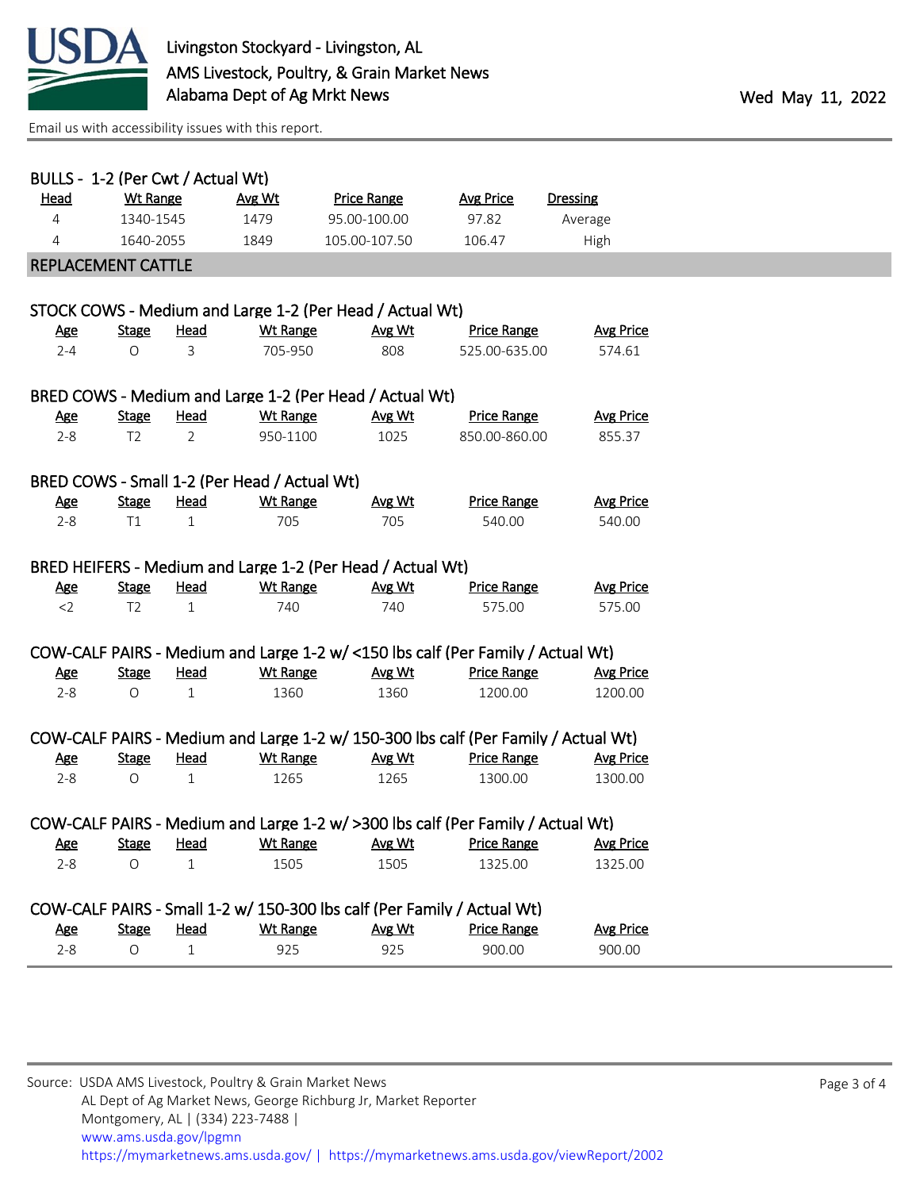BULLS - 1-2 (Per Cwt / Actual Wt)

| Head | Wt Range | Avg Wt | Price Range | Avg Price | Dressing |
|---|---|---|---|---|---|
| 4 | 1340-1545 | 1479 | 95.00-100.00 | 97.82 | Average |
| 4 | 1640-2055 | 1849 | 105.00-107.50 | 106.47 | High |

## REPLACEMENT CATTLE

### STOCK COWS - Medium and Large 1-2 (Per Head / Actual Wt)

| Age | Stage | Head | Wt Range | Avg Wt | Price Range | Avg Price |
|---|---|---|---|---|---|---|
| 2-4 | O | 3 | 705-950 | 808 | 525.00-635.00 | 574.61 |

### BRED COWS - Medium and Large 1-2 (Per Head / Actual Wt)

| Age | Stage | Head | Wt Range | Avg Wt | Price Range | Avg Price |
|---|---|---|---|---|---|---|
| 2-8 | T2 | 2 | 950-1100 | 1025 | 850.00-860.00 | 855.37 |

### BRED COWS - Small 1-2 (Per Head / Actual Wt)

| Age | Stage | Head | Wt Range | Avg Wt | Price Range | Avg Price |
|---|---|---|---|---|---|---|
| 2-8 | T1 | 1 | 705 | 705 | 540.00 | 540.00 |

### BRED HEIFERS - Medium and Large 1-2 (Per Head / Actual Wt)

| Age | Stage | Head | Wt Range | Avg Wt | Price Range | Avg Price |
|---|---|---|---|---|---|---|
| <2 | T2 | 1 | 740 | 740 | 575.00 | 575.00 |

### COW-CALF PAIRS - Medium and Large 1-2 w/ <150 lbs calf (Per Family / Actual Wt)

| Age | Stage | Head | Wt Range | Avg Wt | Price Range | Avg Price |
|---|---|---|---|---|---|---|
| 2-8 | O | 1 | 1360 | 1360 | 1200.00 | 1200.00 |

### COW-CALF PAIRS - Medium and Large 1-2 w/ 150-300 lbs calf (Per Family / Actual Wt)

| Age | Stage | Head | Wt Range | Avg Wt | Price Range | Avg Price |
|---|---|---|---|---|---|---|
| 2-8 | O | 1 | 1265 | 1265 | 1300.00 | 1300.00 |

### COW-CALF PAIRS - Medium and Large 1-2 w/ >300 lbs calf (Per Family / Actual Wt)

| Age | Stage | Head | Wt Range | Avg Wt | Price Range | Avg Price |
|---|---|---|---|---|---|---|
| 2-8 | O | 1 | 1505 | 1505 | 1325.00 | 1325.00 |

### COW-CALF PAIRS - Small 1-2 w/ 150-300 lbs calf (Per Family / Actual Wt)

| Age | Stage | Head | Wt Range | Avg Wt | Price Range | Avg Price |
|---|---|---|---|---|---|---|
| 2-8 | O | 1 | 925 | 925 | 900.00 | 900.00 |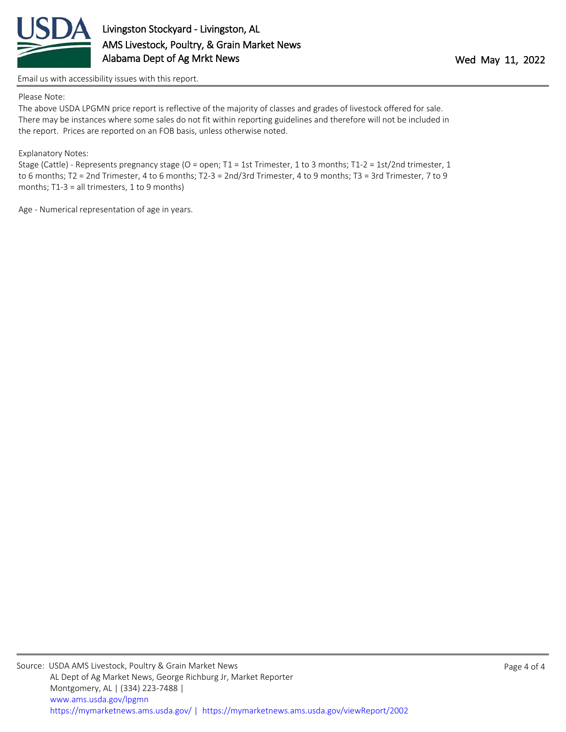Email us with accessibility issues with this report.

Please Note:

The above USDA LPGMN price report is reflective of the majority of classes and grades of livestock offered for sale. There may be instances where some sales do not fit within reporting guidelines and therefore will not be included in the report. Prices are reported on an FOB basis, unless otherwise noted.

Explanatory Notes:

Stage (Cattle) - Represents pregnancy stage (O = open; T1 = 1st Trimester, 1 to 3 months; T1-2 = 1st/2nd trimester, 1 to 6 months; T2 = 2nd Trimester, 4 to 6 months; T2-3 = 2nd/3rd Trimester, 4 to 9 months; T3 = 3rd Trimester, 7 to 9 months; T1-3 = all trimesters, 1 to 9 months)

Age - Numerical representation of age in years.

Source: USDA AMS Livestock, Poultry & Grain Market News
AL Dept of Ag Market News, George Richburg Jr, Market Reporter
Montgomery, AL | (334) 223-7488 |
www.ams.usda.gov/lpgmn
https://mymarketnews.ams.usda.gov/ | https://mymarketnews.ams.usda.gov/viewReport/2002